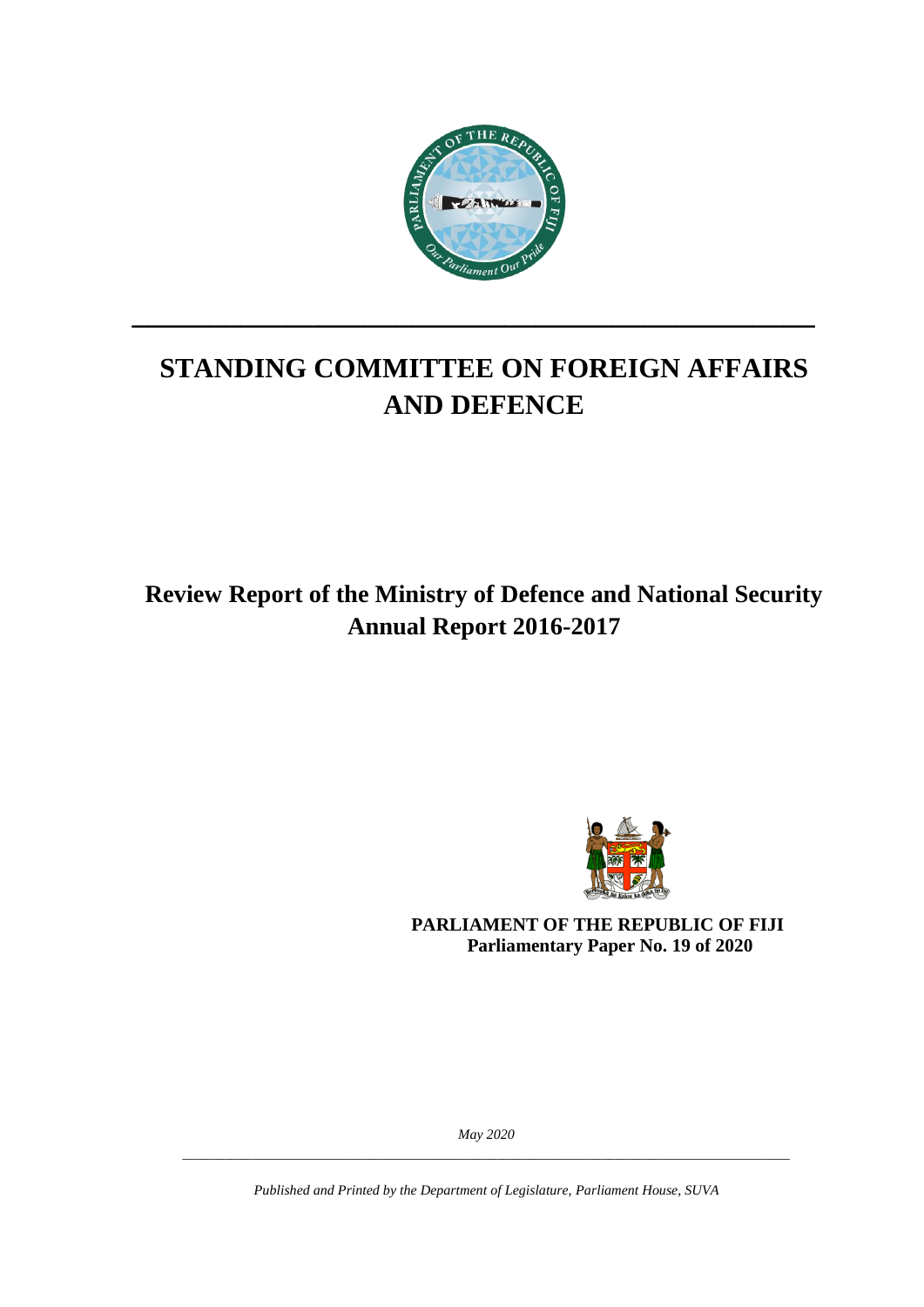# STANDING COMMITTEE ON FOREIGN AFFAIRS AND DEFENCE

## Review Report of the Ministry of Defence and National Security Annual Report 2016-2017

**PARLIAMENT OF THE REPUBLIC OF FIJI**
**Parliamentary Paper No. 19 of 2020**

*May 2020*

*Published and Printed by the Department of Legislature, Parliament House, SUVA*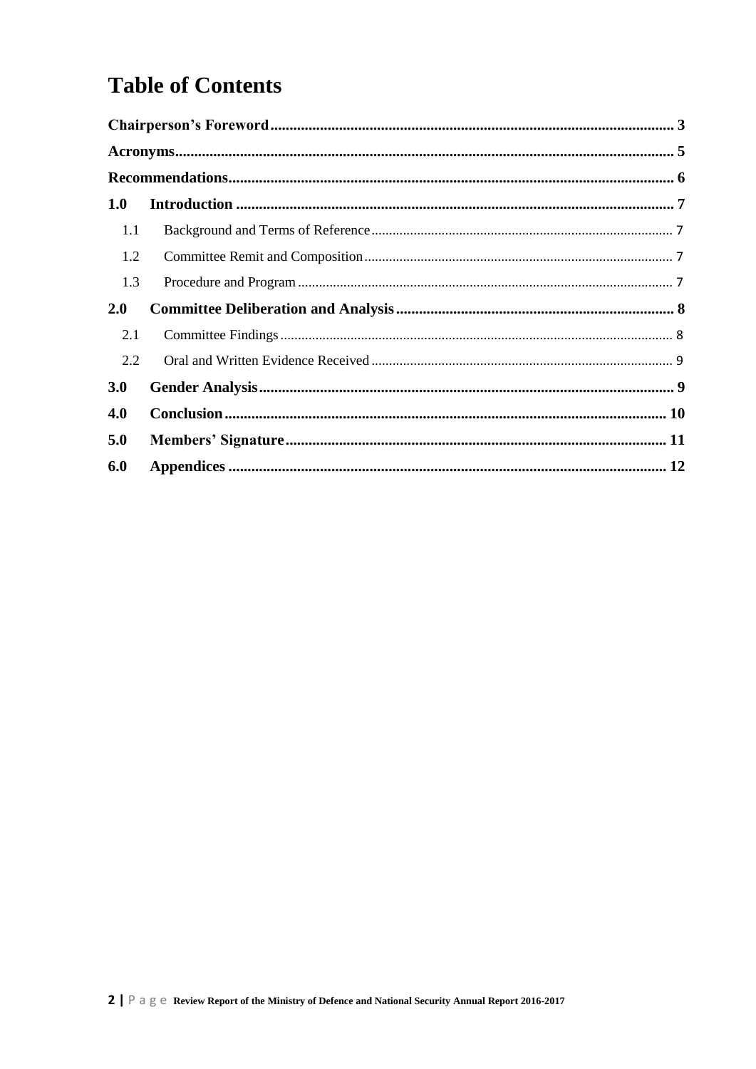# Table of Contents

**Chairperson's Foreword** .......... 3

**Acronyms** .......... 5

**Recommendations** .......... 6

**1.0 Introduction** .......... 7

- 1.1 Background and Terms of Reference .......... 7
- 1.2 Committee Remit and Composition .......... 7
- 1.3 Procedure and Program .......... 7

**2.0 Committee Deliberation and Analysis** .......... 8

- 2.1 Committee Findings .......... 8
- 2.2 Oral and Written Evidence Received .......... 9

**3.0 Gender Analysis** .......... 9

**4.0 Conclusion** .......... 10

**5.0 Members' Signature** .......... 11

**6.0 Appendices** .......... 12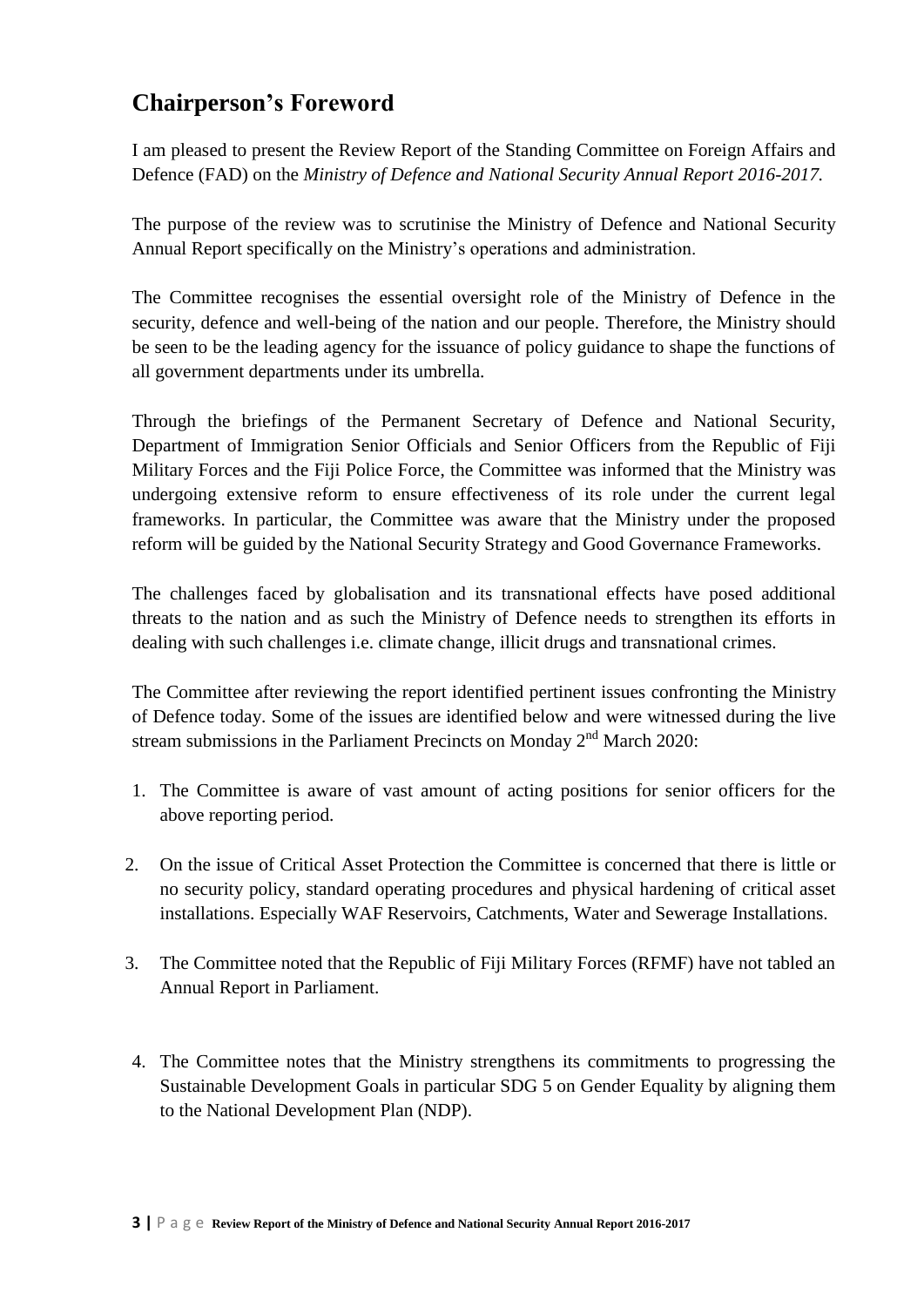## Chairperson's Foreword

I am pleased to present the Review Report of the Standing Committee on Foreign Affairs and Defence (FAD) on the *Ministry of Defence and National Security Annual Report 2016-2017.*

The purpose of the review was to scrutinise the Ministry of Defence and National Security Annual Report specifically on the Ministry's operations and administration.

The Committee recognises the essential oversight role of the Ministry of Defence in the security, defence and well-being of the nation and our people. Therefore, the Ministry should be seen to be the leading agency for the issuance of policy guidance to shape the functions of all government departments under its umbrella.

Through the briefings of the Permanent Secretary of Defence and National Security, Department of Immigration Senior Officials and Senior Officers from the Republic of Fiji Military Forces and the Fiji Police Force, the Committee was informed that the Ministry was undergoing extensive reform to ensure effectiveness of its role under the current legal frameworks. In particular, the Committee was aware that the Ministry under the proposed reform will be guided by the National Security Strategy and Good Governance Frameworks.

The challenges faced by globalisation and its transnational effects have posed additional threats to the nation and as such the Ministry of Defence needs to strengthen its efforts in dealing with such challenges i.e. climate change, illicit drugs and transnational crimes.

The Committee after reviewing the report identified pertinent issues confronting the Ministry of Defence today. Some of the issues are identified below and were witnessed during the live stream submissions in the Parliament Precincts on Monday 2nd March 2020:

1. The Committee is aware of vast amount of acting positions for senior officers for the above reporting period.

2. On the issue of Critical Asset Protection the Committee is concerned that there is little or no security policy, standard operating procedures and physical hardening of critical asset installations. Especially WAF Reservoirs, Catchments, Water and Sewerage Installations.

3. The Committee noted that the Republic of Fiji Military Forces (RFMF) have not tabled an Annual Report in Parliament.

4. The Committee notes that the Ministry strengthens its commitments to progressing the Sustainable Development Goals in particular SDG 5 on Gender Equality by aligning them to the National Development Plan (NDP).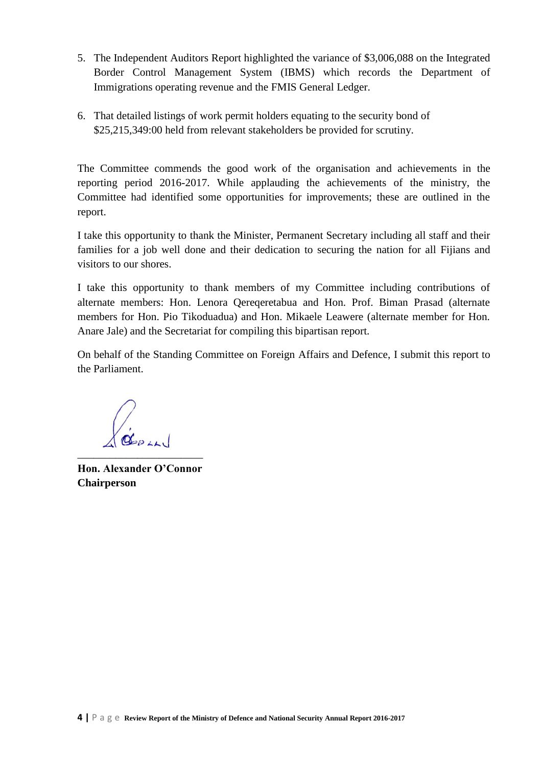5. The Independent Auditors Report highlighted the variance of $3,006,088 on the Integrated Border Control Management System (IBMS) which records the Department of Immigrations operating revenue and the FMIS General Ledger.

6. That detailed listings of work permit holders equating to the security bond of $25,215,349:00 held from relevant stakeholders be provided for scrutiny.

The Committee commends the good work of the organisation and achievements in the reporting period 2016-2017. While applauding the achievements of the ministry, the Committee had identified some opportunities for improvements; these are outlined in the report.

I take this opportunity to thank the Minister, Permanent Secretary including all staff and their families for a job well done and their dedication to securing the nation for all Fijians and visitors to our shores.

I take this opportunity to thank members of my Committee including contributions of alternate members: Hon. Lenora Qereqeretabua and Hon. Prof. Biman Prasad (alternate members for Hon. Pio Tikoduadua) and Hon. Mikaele Leawere (alternate member for Hon. Anare Jale) and the Secretariat for compiling this bipartisan report.

On behalf of the Standing Committee on Foreign Affairs and Defence, I submit this report to the Parliament.

______________________

**Hon. Alexander O'Connor**
**Chairperson**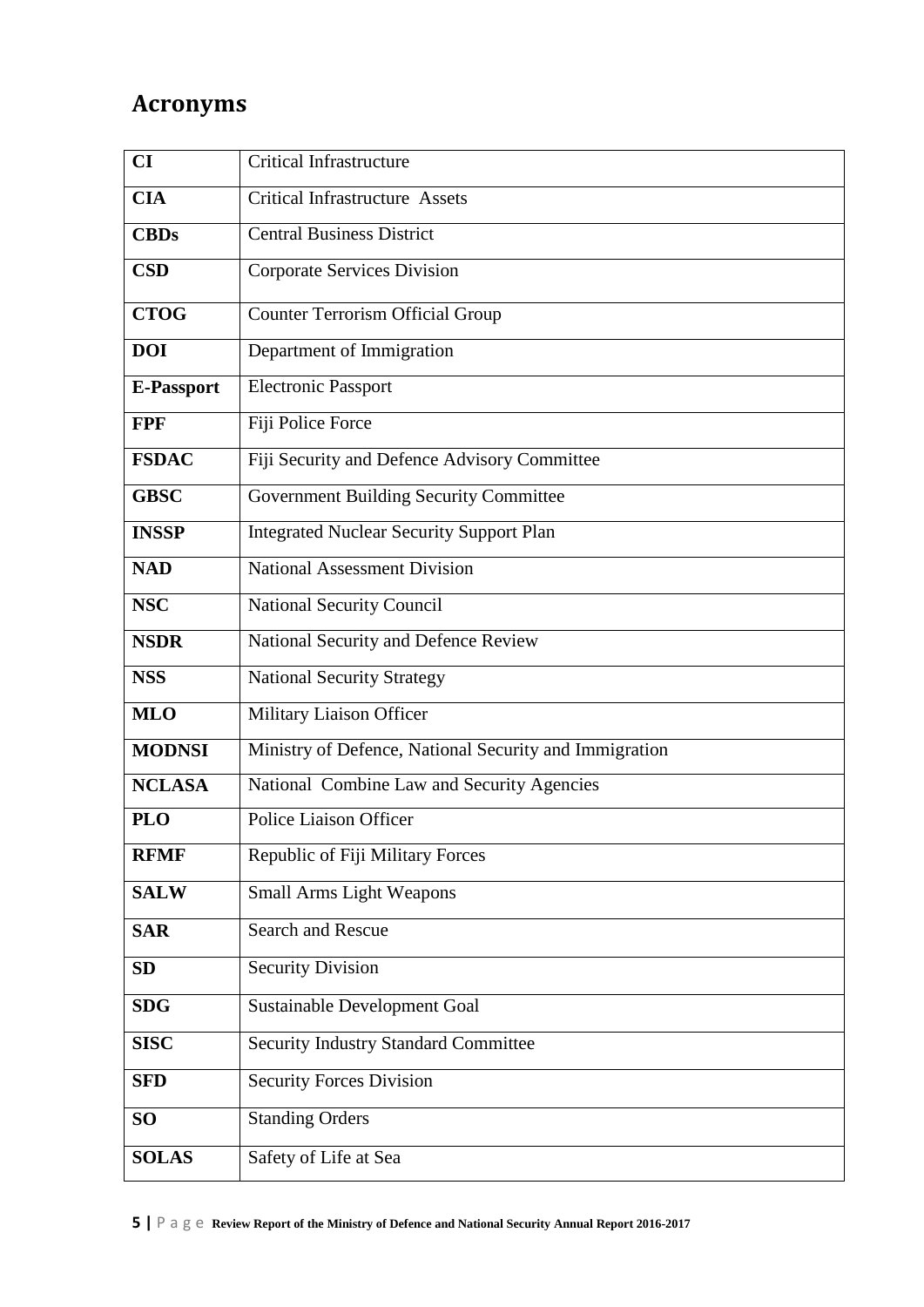# Acronyms

| | |
|---|---|
| **CI** | Critical Infrastructure |
| **CIA** | Critical Infrastructure Assets |
| **CBDs** | Central Business District |
| **CSD** | Corporate Services Division |
| **CTOG** | Counter Terrorism Official Group |
| **DOI** | Department of Immigration |
| **E-Passport** | Electronic Passport |
| **FPF** | Fiji Police Force |
| **FSDAC** | Fiji Security and Defence Advisory Committee |
| **GBSC** | Government Building Security Committee |
| **INSSP** | Integrated Nuclear Security Support Plan |
| **NAD** | National Assessment Division |
| **NSC** | National Security Council |
| **NSDR** | National Security and Defence Review |
| **NSS** | National Security Strategy |
| **MLO** | Military Liaison Officer |
| **MODNSI** | Ministry of Defence, National Security and Immigration |
| **NCLASA** | National Combine Law and Security Agencies |
| **PLO** | Police Liaison Officer |
| **RFMF** | Republic of Fiji Military Forces |
| **SALW** | Small Arms Light Weapons |
| **SAR** | Search and Rescue |
| **SD** | Security Division |
| **SDG** | Sustainable Development Goal |
| **SISC** | Security Industry Standard Committee |
| **SFD** | Security Forces Division |
| **SO** | Standing Orders |
| **SOLAS** | Safety of Life at Sea |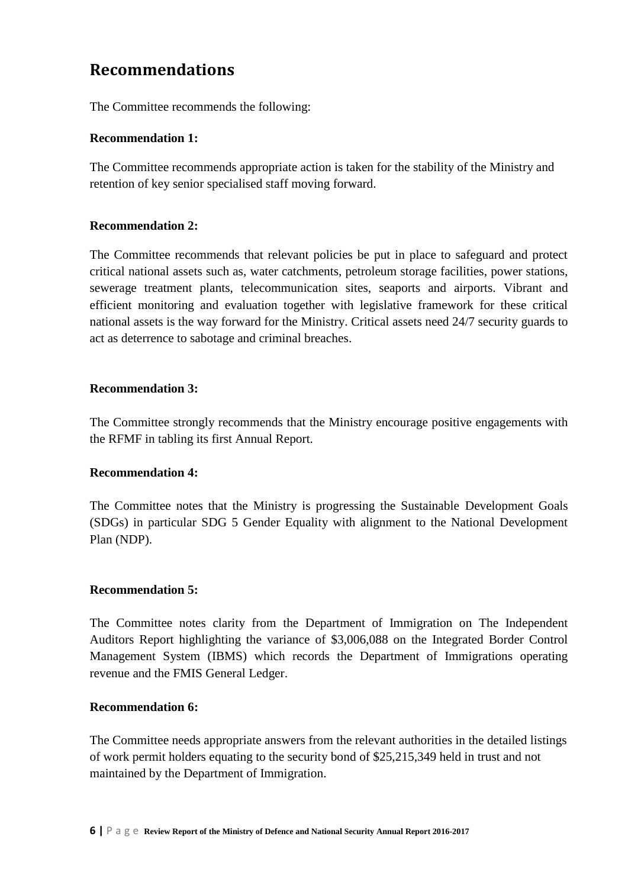# Recommendations

The Committee recommends the following:

**Recommendation 1:**

The Committee recommends appropriate action is taken for the stability of the Ministry and retention of key senior specialised staff moving forward.

**Recommendation 2:**

The Committee recommends that relevant policies be put in place to safeguard and protect critical national assets such as, water catchments, petroleum storage facilities, power stations, sewerage treatment plants, telecommunication sites, seaports and airports. Vibrant and efficient monitoring and evaluation together with legislative framework for these critical national assets is the way forward for the Ministry. Critical assets need 24/7 security guards to act as deterrence to sabotage and criminal breaches.

**Recommendation 3:**

The Committee strongly recommends that the Ministry encourage positive engagements with the RFMF in tabling its first Annual Report.

**Recommendation 4:**

The Committee notes that the Ministry is progressing the Sustainable Development Goals (SDGs) in particular SDG 5 Gender Equality with alignment to the National Development Plan (NDP).

**Recommendation 5:**

The Committee notes clarity from the Department of Immigration on The Independent Auditors Report highlighting the variance of $3,006,088 on the Integrated Border Control Management System (IBMS) which records the Department of Immigrations operating revenue and the FMIS General Ledger.

**Recommendation 6:**

The Committee needs appropriate answers from the relevant authorities in the detailed listings of work permit holders equating to the security bond of $25,215,349 held in trust and not maintained by the Department of Immigration.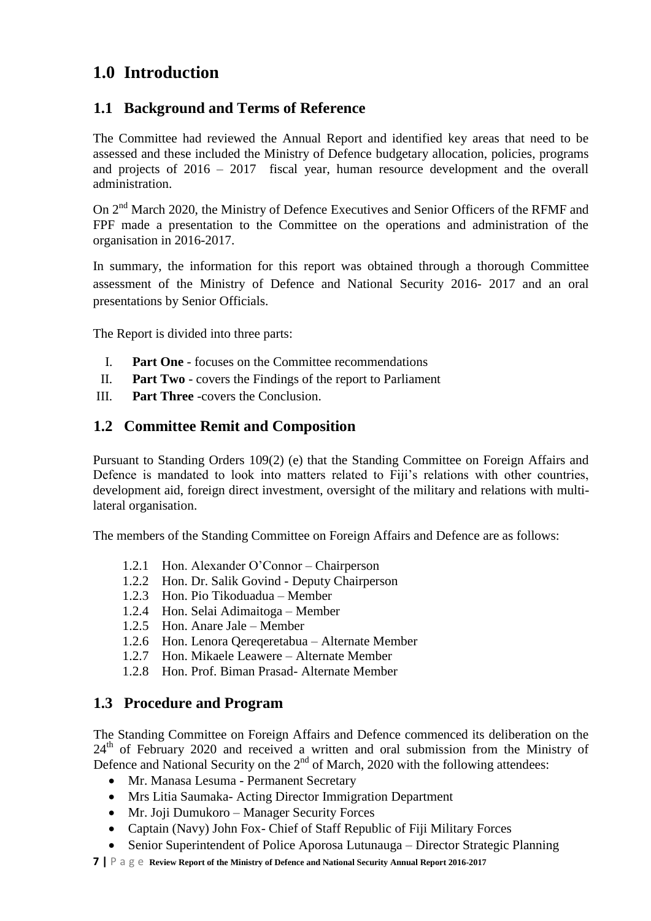# 1.0 Introduction

## 1.1 Background and Terms of Reference

The Committee had reviewed the Annual Report and identified key areas that need to be assessed and these included the Ministry of Defence budgetary allocation, policies, programs and projects of 2016 – 2017 fiscal year, human resource development and the overall administration.

On 2nd March 2020, the Ministry of Defence Executives and Senior Officers of the RFMF and FPF made a presentation to the Committee on the operations and administration of the organisation in 2016-2017.

In summary, the information for this report was obtained through a thorough Committee assessment of the Ministry of Defence and National Security 2016- 2017 and an oral presentations by Senior Officials.

The Report is divided into three parts:

I. **Part One** - focuses on the Committee recommendations
II. **Part Two** - covers the Findings of the report to Parliament
III. **Part Three** -covers the Conclusion.

## 1.2 Committee Remit and Composition

Pursuant to Standing Orders 109(2) (e) that the Standing Committee on Foreign Affairs and Defence is mandated to look into matters related to Fiji's relations with other countries, development aid, foreign direct investment, oversight of the military and relations with multi-lateral organisation.

The members of the Standing Committee on Foreign Affairs and Defence are as follows:

1.2.1 Hon. Alexander O'Connor – Chairperson
1.2.2 Hon. Dr. Salik Govind - Deputy Chairperson
1.2.3 Hon. Pio Tikoduadua – Member
1.2.4 Hon. Selai Adimaitoga – Member
1.2.5 Hon. Anare Jale – Member
1.2.6 Hon. Lenora Qereqeretabua – Alternate Member
1.2.7 Hon. Mikaele Leawere – Alternate Member
1.2.8 Hon. Prof. Biman Prasad- Alternate Member

## 1.3 Procedure and Program

The Standing Committee on Foreign Affairs and Defence commenced its deliberation on the 24th of February 2020 and received a written and oral submission from the Ministry of Defence and National Security on the 2nd of March, 2020 with the following attendees:

- Mr. Manasa Lesuma - Permanent Secretary
- Mrs Litia Saumaka- Acting Director Immigration Department
- Mr. Joji Dumukoro – Manager Security Forces
- Captain (Navy) John Fox- Chief of Staff Republic of Fiji Military Forces
- Senior Superintendent of Police Aporosa Lutunauga – Director Strategic Planning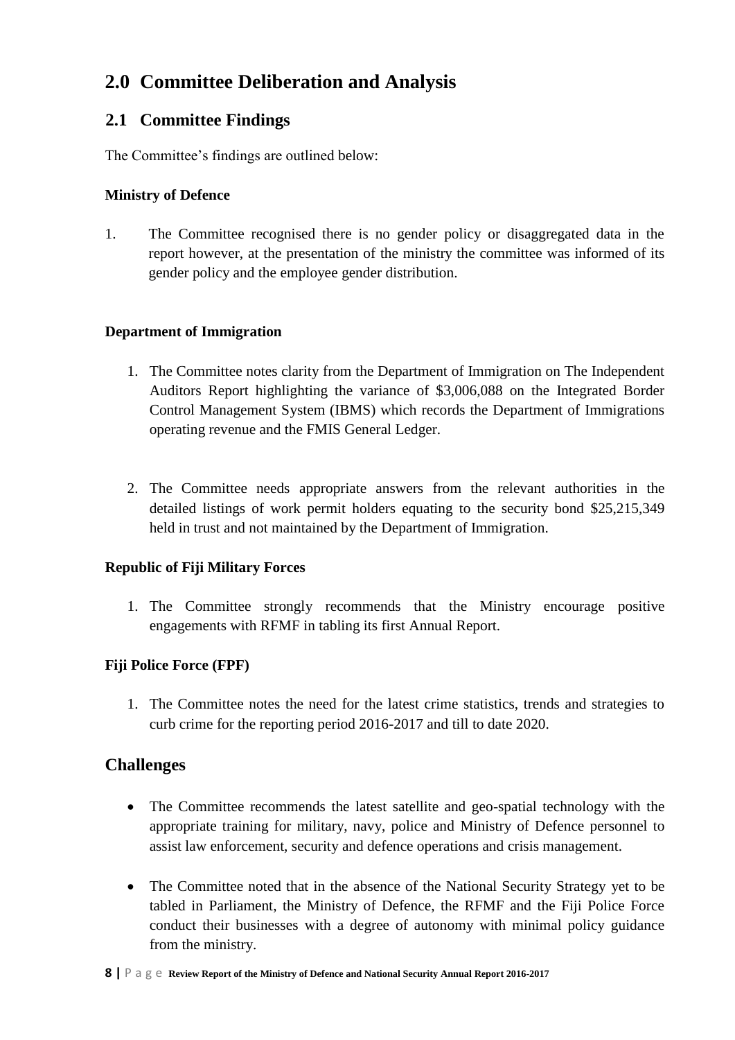# 2.0 Committee Deliberation and Analysis

## 2.1 Committee Findings

The Committee's findings are outlined below:

**Ministry of Defence**

1. The Committee recognised there is no gender policy or disaggregated data in the report however, at the presentation of the ministry the committee was informed of its gender policy and the employee gender distribution.

**Department of Immigration**

1. The Committee notes clarity from the Department of Immigration on The Independent Auditors Report highlighting the variance of $3,006,088 on the Integrated Border Control Management System (IBMS) which records the Department of Immigrations operating revenue and the FMIS General Ledger.

2. The Committee needs appropriate answers from the relevant authorities in the detailed listings of work permit holders equating to the security bond $25,215,349 held in trust and not maintained by the Department of Immigration.

**Republic of Fiji Military Forces**

1. The Committee strongly recommends that the Ministry encourage positive engagements with RFMF in tabling its first Annual Report.

**Fiji Police Force (FPF)**

1. The Committee notes the need for the latest crime statistics, trends and strategies to curb crime for the reporting period 2016-2017 and till to date 2020.

## Challenges

- The Committee recommends the latest satellite and geo-spatial technology with the appropriate training for military, navy, police and Ministry of Defence personnel to assist law enforcement, security and defence operations and crisis management.

- The Committee noted that in the absence of the National Security Strategy yet to be tabled in Parliament, the Ministry of Defence, the RFMF and the Fiji Police Force conduct their businesses with a degree of autonomy with minimal policy guidance from the ministry.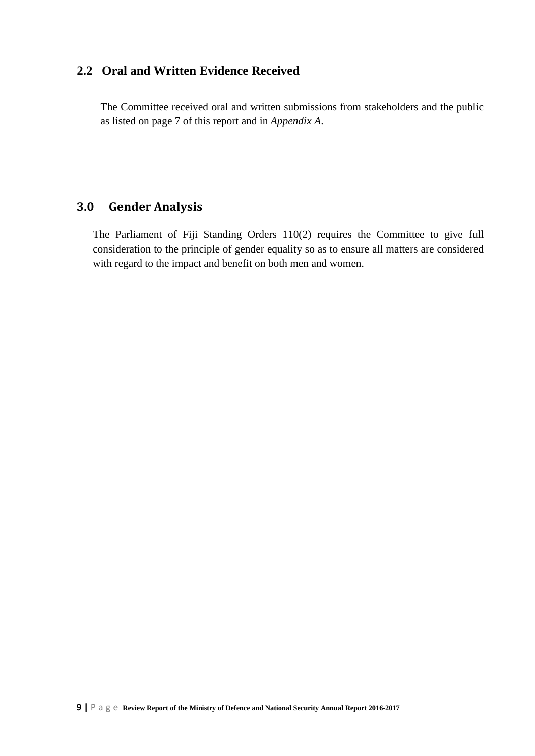## 2.2 Oral and Written Evidence Received

The Committee received oral and written submissions from stakeholders and the public as listed on page 7 of this report and in *Appendix A*.

## 3.0 Gender Analysis

The Parliament of Fiji Standing Orders 110(2) requires the Committee to give full consideration to the principle of gender equality so as to ensure all matters are considered with regard to the impact and benefit on both men and women.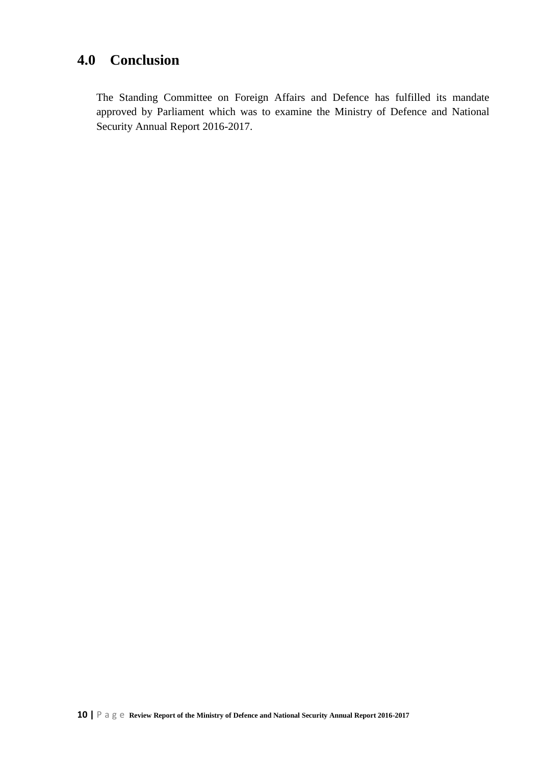## 4.0 Conclusion

The Standing Committee on Foreign Affairs and Defence has fulfilled its mandate approved by Parliament which was to examine the Ministry of Defence and National Security Annual Report 2016-2017.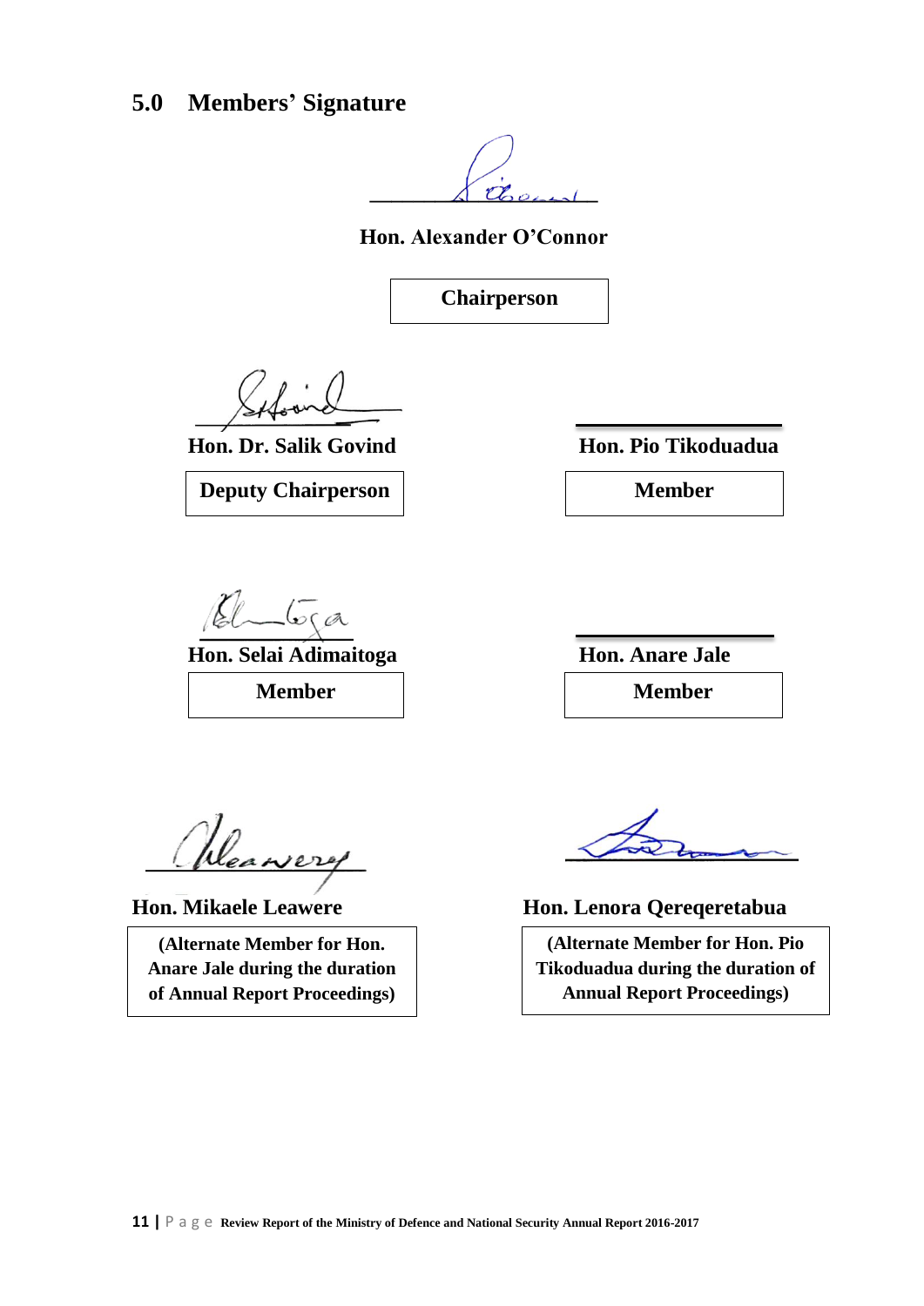## 5.0 Members' Signature

**Hon. Alexander O'Connor**

**Chairperson**

**Hon. Dr. Salik Govind**

**Deputy Chairperson**

**Hon. Pio Tikoduadua**

**Member**

**Hon. Selai Adimaitoga**

**Member**

**Hon. Anare Jale**

**Member**

**Hon. Mikaele Leawere**

**(Alternate Member for Hon. Anare Jale during the duration of Annual Report Proceedings)**

**Hon. Lenora Qereqeretabua**

**(Alternate Member for Hon. Pio Tikoduadua during the duration of Annual Report Proceedings)**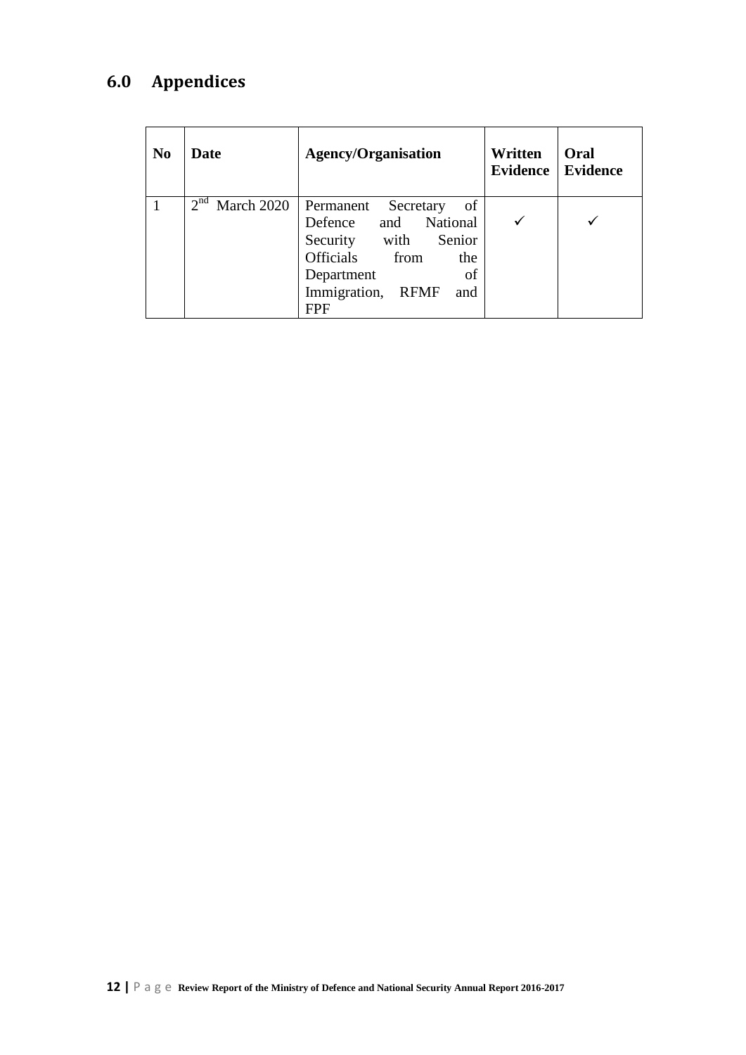## 6.0 Appendices

| No | Date | Agency/Organisation | Written Evidence | Oral Evidence |
| --- | --- | --- | --- | --- |
| 1 | 2nd March 2020 | Permanent Secretary of Defence and National Security with Senior Officials from the Department of Immigration, RFMF and FPF | ✓ | ✓ |